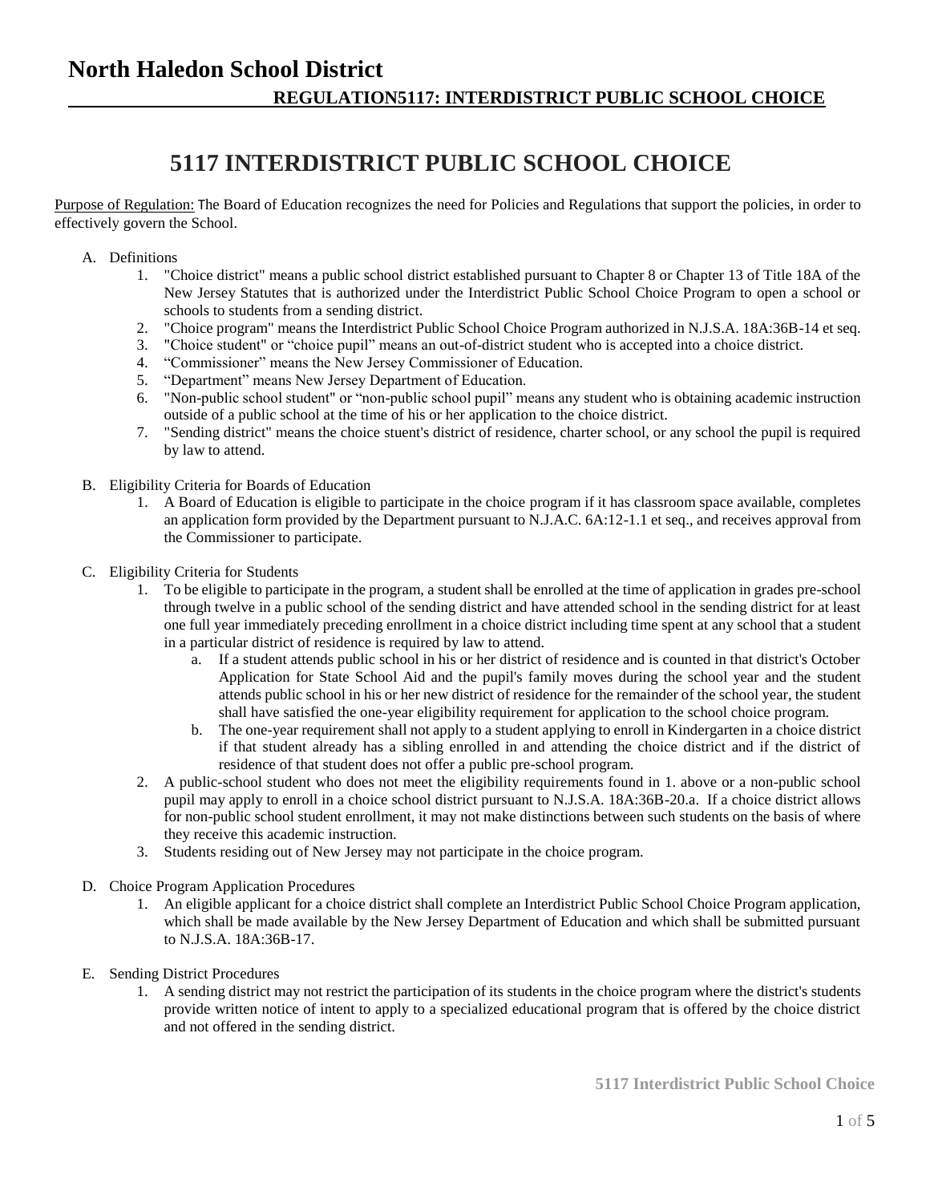# North Haledon School District

## REGULATION5117: INTERDISTRICT PUBLIC SCHOOL CHOICE

# 5117 INTERDISTRICT PUBLIC SCHOOL CHOICE

Purpose of Regulation: The Board of Education recognizes the need for Policies and Regulations that support the policies, in order to effectively govern the School.

A. Definitions
   1. "Choice district" means a public school district established pursuant to Chapter 8 or Chapter 13 of Title 18A of the New Jersey Statutes that is authorized under the Interdistrict Public School Choice Program to open a school or schools to students from a sending district.
   2. "Choice program" means the Interdistrict Public School Choice Program authorized in N.J.S.A. 18A:36B-14 et seq.
   3. "Choice student" or "choice pupil" means an out-of-district student who is accepted into a choice district.
   4. "Commissioner" means the New Jersey Commissioner of Education.
   5. "Department" means New Jersey Department of Education.
   6. "Non-public school student" or "non-public school pupil" means any student who is obtaining academic instruction outside of a public school at the time of his or her application to the choice district.
   7. "Sending district" means the choice stuent's district of residence, charter school, or any school the pupil is required by law to attend.

B. Eligibility Criteria for Boards of Education
   1. A Board of Education is eligible to participate in the choice program if it has classroom space available, completes an application form provided by the Department pursuant to N.J.A.C. 6A:12-1.1 et seq., and receives approval from the Commissioner to participate.

C. Eligibility Criteria for Students
   1. To be eligible to participate in the program, a student shall be enrolled at the time of application in grades pre-school through twelve in a public school of the sending district and have attended school in the sending district for at least one full year immediately preceding enrollment in a choice district including time spent at any school that a student in a particular district of residence is required by law to attend.
      a. If a student attends public school in his or her district of residence and is counted in that district's October Application for State School Aid and the pupil's family moves during the school year and the student attends public school in his or her new district of residence for the remainder of the school year, the student shall have satisfied the one-year eligibility requirement for application to the school choice program.
      b. The one-year requirement shall not apply to a student applying to enroll in Kindergarten in a choice district if that student already has a sibling enrolled in and attending the choice district and if the district of residence of that student does not offer a public pre-school program.
   2. A public-school student who does not meet the eligibility requirements found in 1. above or a non-public school pupil may apply to enroll in a choice school district pursuant to N.J.S.A. 18A:36B-20.a. If a choice district allows for non-public school student enrollment, it may not make distinctions between such students on the basis of where they receive this academic instruction.
   3. Students residing out of New Jersey may not participate in the choice program.

D. Choice Program Application Procedures
   1. An eligible applicant for a choice district shall complete an Interdistrict Public School Choice Program application, which shall be made available by the New Jersey Department of Education and which shall be submitted pursuant to N.J.S.A. 18A:36B-17.

E. Sending District Procedures
   1. A sending district may not restrict the participation of its students in the choice program where the district's students provide written notice of intent to apply to a specialized educational program that is offered by the choice district and not offered in the sending district.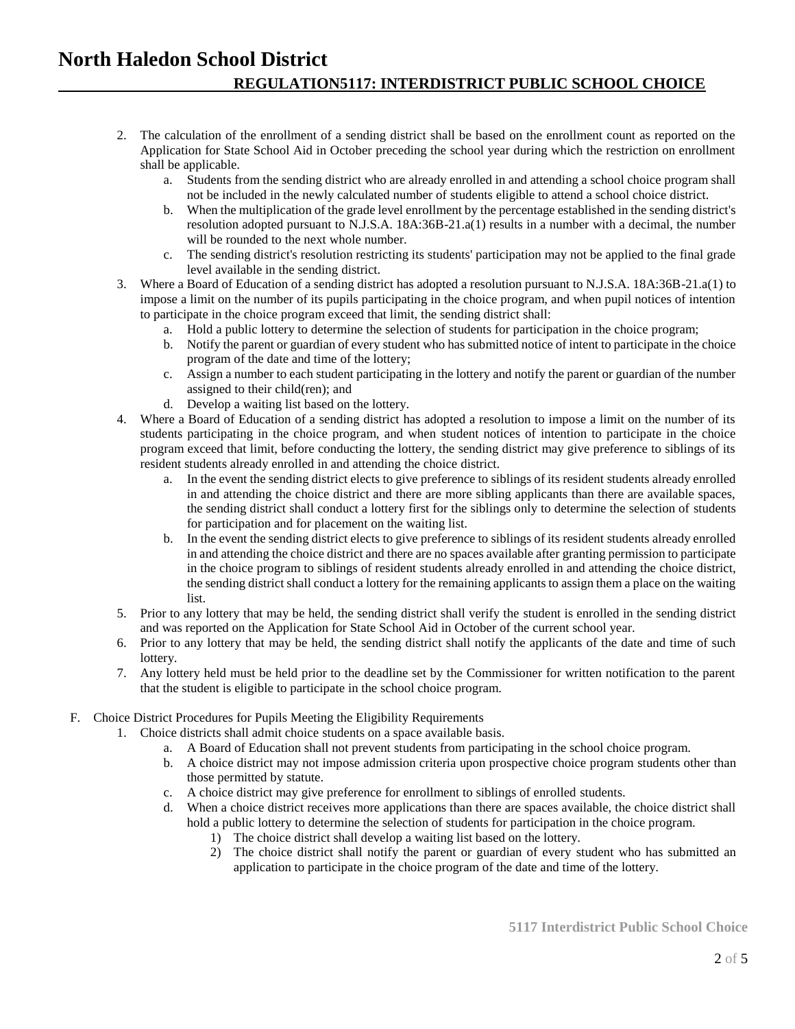2. The calculation of the enrollment of a sending district shall be based on the enrollment count as reported on the Application for State School Aid in October preceding the school year during which the restriction on enrollment shall be applicable.
   a. Students from the sending district who are already enrolled in and attending a school choice program shall not be included in the newly calculated number of students eligible to attend a school choice district.
   b. When the multiplication of the grade level enrollment by the percentage established in the sending district's resolution adopted pursuant to N.J.S.A. 18A:36B-21.a(1) results in a number with a decimal, the number will be rounded to the next whole number.
   c. The sending district's resolution restricting its students' participation may not be applied to the final grade level available in the sending district.
3. Where a Board of Education of a sending district has adopted a resolution pursuant to N.J.S.A. 18A:36B-21.a(1) to impose a limit on the number of its pupils participating in the choice program, and when pupil notices of intention to participate in the choice program exceed that limit, the sending district shall:
   a. Hold a public lottery to determine the selection of students for participation in the choice program;
   b. Notify the parent or guardian of every student who has submitted notice of intent to participate in the choice program of the date and time of the lottery;
   c. Assign a number to each student participating in the lottery and notify the parent or guardian of the number assigned to their child(ren); and
   d. Develop a waiting list based on the lottery.
4. Where a Board of Education of a sending district has adopted a resolution to impose a limit on the number of its students participating in the choice program, and when student notices of intention to participate in the choice program exceed that limit, before conducting the lottery, the sending district may give preference to siblings of its resident students already enrolled in and attending the choice district.
   a. In the event the sending district elects to give preference to siblings of its resident students already enrolled in and attending the choice district and there are more sibling applicants than there are available spaces, the sending district shall conduct a lottery first for the siblings only to determine the selection of students for participation and for placement on the waiting list.
   b. In the event the sending district elects to give preference to siblings of its resident students already enrolled in and attending the choice district and there are no spaces available after granting permission to participate in the choice program to siblings of resident students already enrolled in and attending the choice district, the sending district shall conduct a lottery for the remaining applicants to assign them a place on the waiting list.
5. Prior to any lottery that may be held, the sending district shall verify the student is enrolled in the sending district and was reported on the Application for State School Aid in October of the current school year.
6. Prior to any lottery that may be held, the sending district shall notify the applicants of the date and time of such lottery.
7. Any lottery held must be held prior to the deadline set by the Commissioner for written notification to the parent that the student is eligible to participate in the school choice program.

F. Choice District Procedures for Pupils Meeting the Eligibility Requirements
   1. Choice districts shall admit choice students on a space available basis.
      a. A Board of Education shall not prevent students from participating in the school choice program.
      b. A choice district may not impose admission criteria upon prospective choice program students other than those permitted by statute.
      c. A choice district may give preference for enrollment to siblings of enrolled students.
      d. When a choice district receives more applications than there are spaces available, the choice district shall hold a public lottery to determine the selection of students for participation in the choice program.
         1) The choice district shall develop a waiting list based on the lottery.
         2) The choice district shall notify the parent or guardian of every student who has submitted an application to participate in the choice program of the date and time of the lottery.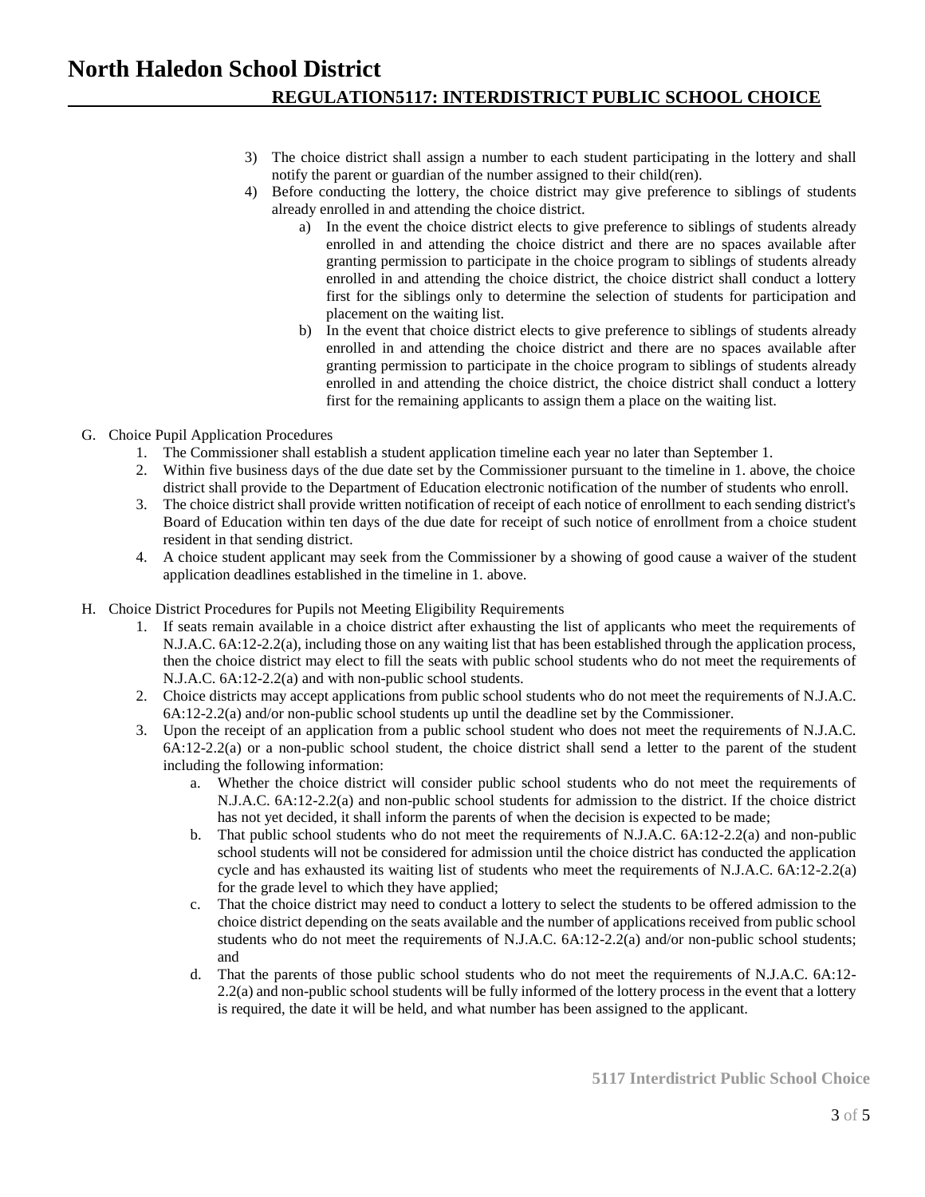3) The choice district shall assign a number to each student participating in the lottery and shall notify the parent or guardian of the number assigned to their child(ren).
4) Before conducting the lottery, the choice district may give preference to siblings of students already enrolled in and attending the choice district.
    a) In the event the choice district elects to give preference to siblings of students already enrolled in and attending the choice district and there are no spaces available after granting permission to participate in the choice program to siblings of students already enrolled in and attending the choice district, the choice district shall conduct a lottery first for the siblings only to determine the selection of students for participation and placement on the waiting list.
    b) In the event that choice district elects to give preference to siblings of students already enrolled in and attending the choice district and there are no spaces available after granting permission to participate in the choice program to siblings of students already enrolled in and attending the choice district, the choice district shall conduct a lottery first for the remaining applicants to assign them a place on the waiting list.

G. Choice Pupil Application Procedures
1. The Commissioner shall establish a student application timeline each year no later than September 1.
2. Within five business days of the due date set by the Commissioner pursuant to the timeline in 1. above, the choice district shall provide to the Department of Education electronic notification of the number of students who enroll.
3. The choice district shall provide written notification of receipt of each notice of enrollment to each sending district's Board of Education within ten days of the due date for receipt of such notice of enrollment from a choice student resident in that sending district.
4. A choice student applicant may seek from the Commissioner by a showing of good cause a waiver of the student application deadlines established in the timeline in 1. above.

H. Choice District Procedures for Pupils not Meeting Eligibility Requirements
1. If seats remain available in a choice district after exhausting the list of applicants who meet the requirements of N.J.A.C. 6A:12-2.2(a), including those on any waiting list that has been established through the application process, then the choice district may elect to fill the seats with public school students who do not meet the requirements of N.J.A.C. 6A:12-2.2(a) and with non-public school students.
2. Choice districts may accept applications from public school students who do not meet the requirements of N.J.A.C. 6A:12-2.2(a) and/or non-public school students up until the deadline set by the Commissioner.
3. Upon the receipt of an application from a public school student who does not meet the requirements of N.J.A.C. 6A:12-2.2(a) or a non-public school student, the choice district shall send a letter to the parent of the student including the following information:
    a. Whether the choice district will consider public school students who do not meet the requirements of N.J.A.C. 6A:12-2.2(a) and non-public school students for admission to the district. If the choice district has not yet decided, it shall inform the parents of when the decision is expected to be made;
    b. That public school students who do not meet the requirements of N.J.A.C. 6A:12-2.2(a) and non-public school students will not be considered for admission until the choice district has conducted the application cycle and has exhausted its waiting list of students who meet the requirements of N.J.A.C. 6A:12-2.2(a) for the grade level to which they have applied;
    c. That the choice district may need to conduct a lottery to select the students to be offered admission to the choice district depending on the seats available and the number of applications received from public school students who do not meet the requirements of N.J.A.C. 6A:12-2.2(a) and/or non-public school students; and
    d. That the parents of those public school students who do not meet the requirements of N.J.A.C. 6A:12-2.2(a) and non-public school students will be fully informed of the lottery process in the event that a lottery is required, the date it will be held, and what number has been assigned to the applicant.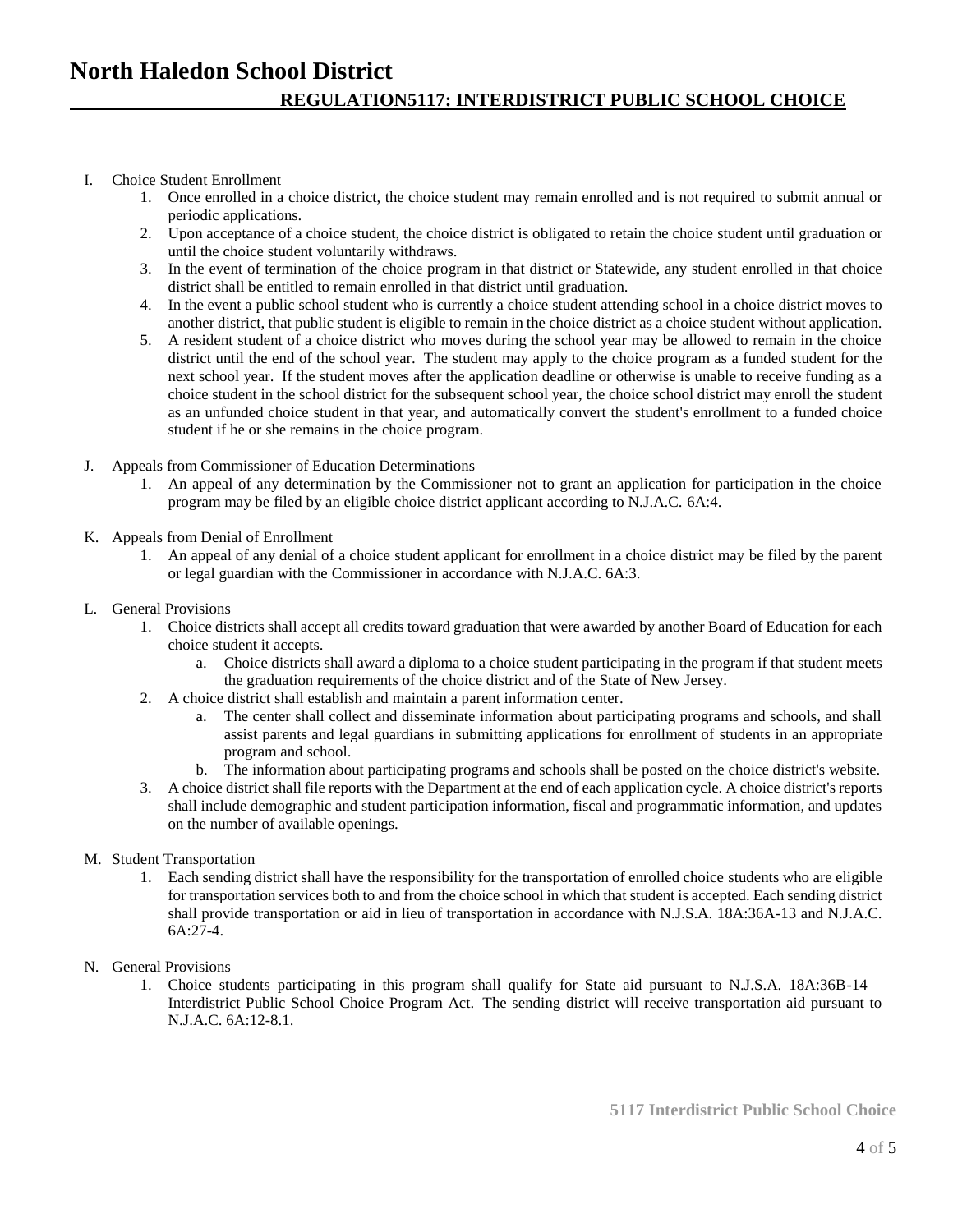I. Choice Student Enrollment
   1. Once enrolled in a choice district, the choice student may remain enrolled and is not required to submit annual or periodic applications.
   2. Upon acceptance of a choice student, the choice district is obligated to retain the choice student until graduation or until the choice student voluntarily withdraws.
   3. In the event of termination of the choice program in that district or Statewide, any student enrolled in that choice district shall be entitled to remain enrolled in that district until graduation.
   4. In the event a public school student who is currently a choice student attending school in a choice district moves to another district, that public student is eligible to remain in the choice district as a choice student without application.
   5. A resident student of a choice district who moves during the school year may be allowed to remain in the choice district until the end of the school year. The student may apply to the choice program as a funded student for the next school year. If the student moves after the application deadline or otherwise is unable to receive funding as a choice student in the school district for the subsequent school year, the choice school district may enroll the student as an unfunded choice student in that year, and automatically convert the student's enrollment to a funded choice student if he or she remains in the choice program.

J. Appeals from Commissioner of Education Determinations
   1. An appeal of any determination by the Commissioner not to grant an application for participation in the choice program may be filed by an eligible choice district applicant according to N.J.A.C. 6A:4.

K. Appeals from Denial of Enrollment
   1. An appeal of any denial of a choice student applicant for enrollment in a choice district may be filed by the parent or legal guardian with the Commissioner in accordance with N.J.A.C. 6A:3.

L. General Provisions
   1. Choice districts shall accept all credits toward graduation that were awarded by another Board of Education for each choice student it accepts.
      a. Choice districts shall award a diploma to a choice student participating in the program if that student meets the graduation requirements of the choice district and of the State of New Jersey.
   2. A choice district shall establish and maintain a parent information center.
      a. The center shall collect and disseminate information about participating programs and schools, and shall assist parents and legal guardians in submitting applications for enrollment of students in an appropriate program and school.
      b. The information about participating programs and schools shall be posted on the choice district's website.
   3. A choice district shall file reports with the Department at the end of each application cycle. A choice district's reports shall include demographic and student participation information, fiscal and programmatic information, and updates on the number of available openings.

M. Student Transportation
   1. Each sending district shall have the responsibility for the transportation of enrolled choice students who are eligible for transportation services both to and from the choice school in which that student is accepted. Each sending district shall provide transportation or aid in lieu of transportation in accordance with N.J.S.A. 18A:36A-13 and N.J.A.C. 6A:27-4.

N. General Provisions
   1. Choice students participating in this program shall qualify for State aid pursuant to N.J.S.A. 18A:36B-14 – Interdistrict Public School Choice Program Act. The sending district will receive transportation aid pursuant to N.J.A.C. 6A:12-8.1.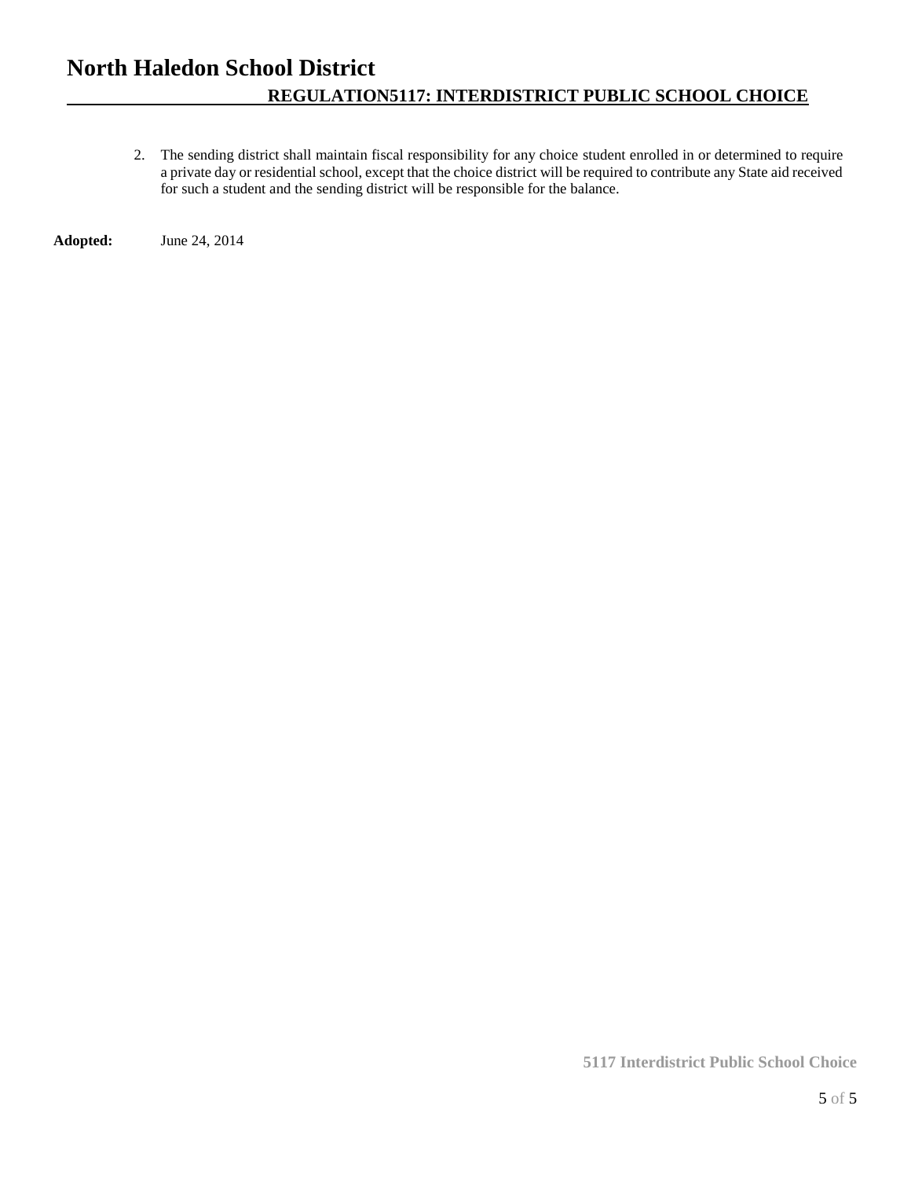2. The sending district shall maintain fiscal responsibility for any choice student enrolled in or determined to require a private day or residential school, except that the choice district will be required to contribute any State aid received for such a student and the sending district will be responsible for the balance.

**Adopted:** June 24, 2014